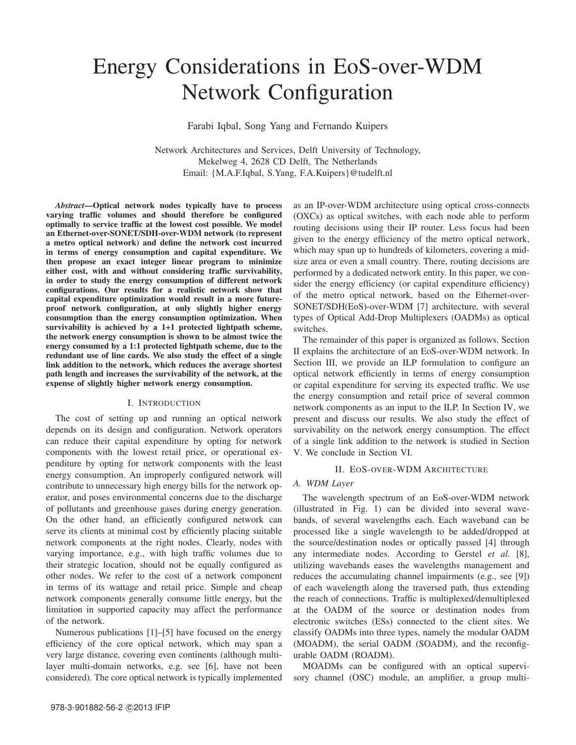# Energy Considerations in EoS-over-WDM Network Configuration

Farabi Iqbal, Song Yang and Fernando Kuipers

Network Architectures and Services, Delft University of Technology,
Mekelweg 4, 2628 CD Delft, The Netherlands
Email: {M.A.F.Iqbal, S.Yang, F.A.Kuipers}@tudelft.nl

***Abstract*—Optical network nodes typically have to process varying traffic volumes and should therefore be configured optimally to service traffic at the lowest cost possible. We model an Ethernet-over-SONET/SDH-over-WDM network (to represent a metro optical network) and define the network cost incurred in terms of energy consumption and capital expenditure. We then propose an exact integer linear program to minimize either cost, with and without considering traffic survivability, in order to study the energy consumption of different network configurations. Our results for a realistic network show that capital expenditure optimization would result in a more future-proof network configuration, at only slightly higher energy consumption than the energy consumption optimization. When survivability is achieved by a 1+1 protected lightpath scheme, the network energy consumption is shown to be almost twice the energy consumed by a 1:1 protected lightpath scheme, due to the redundant use of line cards. We also study the effect of a single link addition to the network, which reduces the average shortest path length and increases the survivability of the network, at the expense of slightly higher network energy consumption.**

## I. Introduction

The cost of setting up and running an optical network depends on its design and configuration. Network operators can reduce their capital expenditure by opting for network components with the lowest retail price, or operational expenditure by opting for network components with the least energy consumption. An improperly configured network will contribute to unnecessary high energy bills for the network operator, and poses environmental concerns due to the discharge of pollutants and greenhouse gases during energy generation. On the other hand, an efficiently configured network can serve its clients at minimal cost by efficiently placing suitable network components at the right nodes. Clearly, nodes with varying importance, e.g., with high traffic volumes due to their strategic location, should not be equally configured as other nodes. We refer to the cost of a network component in terms of its wattage and retail price. Simple and cheap network components generally consume little energy, but the limitation in supported capacity may affect the performance of the network.

Numerous publications [1]–[5] have focused on the energy efficiency of the core optical network, which may span a very large distance, covering even continents (although multi-layer multi-domain networks, e.g. see [6], have not been considered). The core optical network is typically implemented as an IP-over-WDM architecture using optical cross-connects (OXCs) as optical switches, with each node able to perform routing decisions using their IP router. Less focus had been given to the energy efficiency of the metro optical network, which may span up to hundreds of kilometers, covering a mid-size area or even a small country. There, routing decisions are performed by a dedicated network entity. In this paper, we consider the energy efficiency (or capital expenditure efficiency) of the metro optical network, based on the Ethernet-over-SONET/SDH(EoS)-over-WDM [7] architecture, with several types of Optical Add-Drop Multiplexers (OADMs) as optical switches.

The remainder of this paper is organized as follows. Section II explains the architecture of an EoS-over-WDM network. In Section III, we provide an ILP formulation to configure an optical network efficiently in terms of energy consumption or capital expenditure for serving its expected traffic. We use the energy consumption and retail price of several common network components as an input to the ILP. In Section IV, we present and discuss our results. We also study the effect of survivability on the network energy consumption. The effect of a single link addition to the network is studied in Section V. We conclude in Section VI.

## II. EoS-over-WDM Architecture

### A. WDM Layer

The wavelength spectrum of an EoS-over-WDM network (illustrated in Fig. 1) can be divided into several wavebands, of several wavelengths each. Each waveband can be processed like a single wavelength to be added/dropped at the source/destination nodes or optically passed [4] through any intermediate nodes. According to Gerstel *et al.* [8], utilizing wavebands eases the wavelengths management and reduces the accumulating channel impairments (e.g., see [9]) of each wavelength along the traversed path, thus extending the reach of connections. Traffic is multiplexed/demultiplexed at the OADM of the source or destination nodes from electronic switches (ESs) connected to the client sites. We classify OADMs into three types, namely the modular OADM (MOADM), the serial OADM (SOADM), and the reconfigurable OADM (ROADM).

MOADMs can be configured with an optical supervisory channel (OSC) module, an amplifier, a group multi-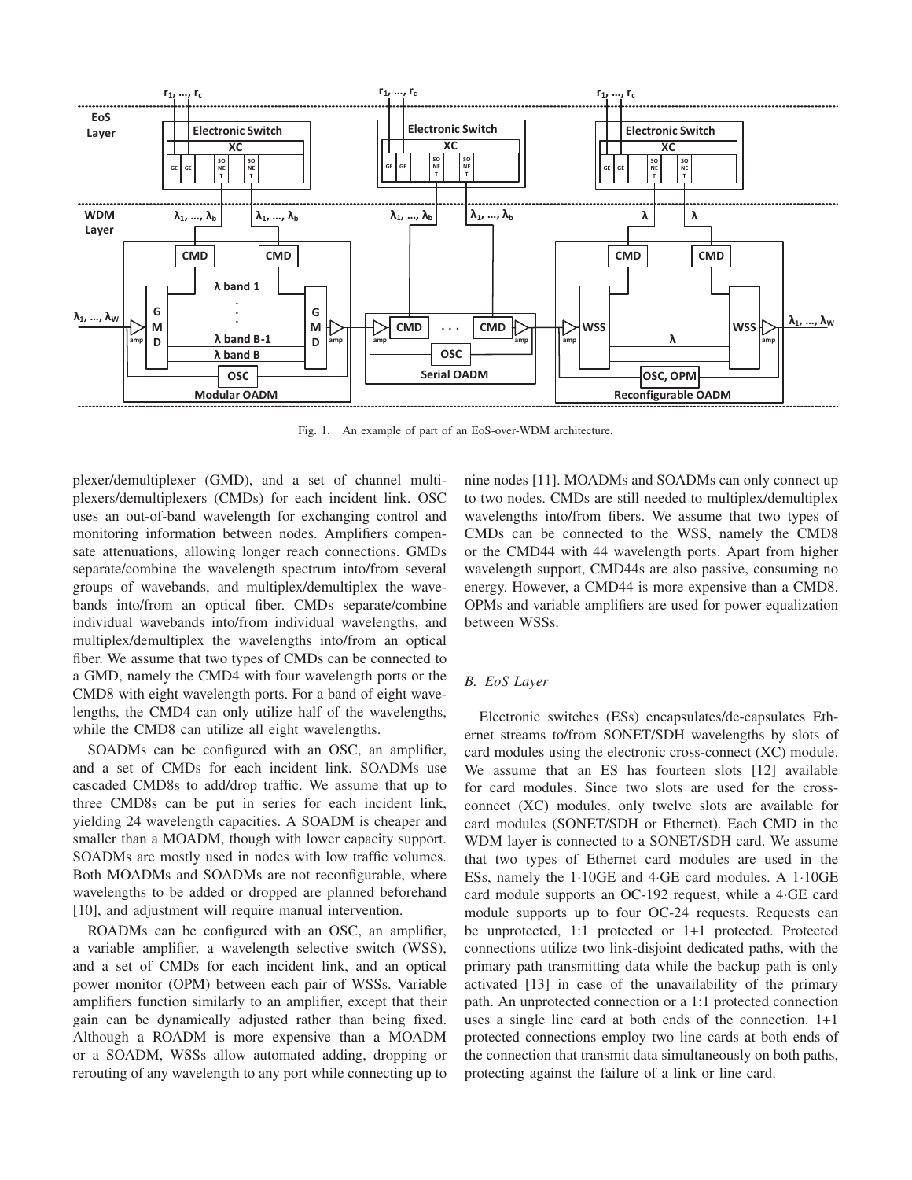Fig. 1. An example of part of an EoS-over-WDM architecture.

plexer/demultiplexer (GMD), and a set of channel multiplexers/demultiplexers (CMDs) for each incident link. OSC uses an out-of-band wavelength for exchanging control and monitoring information between nodes. Amplifiers compensate attenuations, allowing longer reach connections. GMDs separate/combine the wavelength spectrum into/from several groups of wavebands, and multiplex/demultiplex the wavebands into/from an optical fiber. CMDs separate/combine individual wavebands into/from individual wavelengths, and multiplex/demultiplex the wavelengths into/from an optical fiber. We assume that two types of CMDs can be connected to a GMD, namely the CMD4 with four wavelength ports or the CMD8 with eight wavelength ports. For a band of eight wavelengths, the CMD4 can only utilize half of the wavelengths, while the CMD8 can utilize all eight wavelengths.

SOADMs can be configured with an OSC, an amplifier, and a set of CMDs for each incident link. SOADMs use cascaded CMD8s to add/drop traffic. We assume that up to three CMD8s can be put in series for each incident link, yielding 24 wavelength capacities. A SOADM is cheaper and smaller than a MOADM, though with lower capacity support. SOADMs are mostly used in nodes with low traffic volumes. Both MOADMs and SOADMs are not reconfigurable, where wavelengths to be added or dropped are planned beforehand [10], and adjustment will require manual intervention.

ROADMs can be configured with an OSC, an amplifier, a variable amplifier, a wavelength selective switch (WSS), and a set of CMDs for each incident link, and an optical power monitor (OPM) between each pair of WSSs. Variable amplifiers function similarly to an amplifier, except that their gain can be dynamically adjusted rather than being fixed. Although a ROADM is more expensive than a MOADM or a SOADM, WSSs allow automated adding, dropping or rerouting of any wavelength to any port while connecting up to nine nodes [11]. MOADMs and SOADMs can only connect up to two nodes. CMDs are still needed to multiplex/demultiplex wavelengths into/from fibers. We assume that two types of CMDs can be connected to the WSS, namely the CMD8 or the CMD44 with 44 wavelength ports. Apart from higher wavelength support, CMD44s are also passive, consuming no energy. However, a CMD44 is more expensive than a CMD8. OPMs and variable amplifiers are used for power equalization between WSSs.

### *B. EoS Layer*

Electronic switches (ESs) encapsulates/de-capsulates Ethernet streams to/from SONET/SDH wavelengths by slots of card modules using the electronic cross-connect (XC) module. We assume that an ES has fourteen slots [12] available for card modules. Since two slots are used for the cross-connect (XC) modules, only twelve slots are available for card modules (SONET/SDH or Ethernet). Each CMD in the WDM layer is connected to a SONET/SDH card. We assume that two types of Ethernet card modules are used in the ESs, namely the 1·10GE and 4·GE card modules. A 1·10GE card module supports an OC-192 request, while a 4·GE card module supports up to four OC-24 requests. Requests can be unprotected, 1:1 protected or 1+1 protected. Protected connections utilize two link-disjoint dedicated paths, with the primary path transmitting data while the backup path is only activated [13] in case of the unavailability of the primary path. An unprotected connection or a 1:1 protected connection uses a single line card at both ends of the connection. 1+1 protected connections employ two line cards at both ends of the connection that transmit data simultaneously on both paths, protecting against the failure of a link or line card.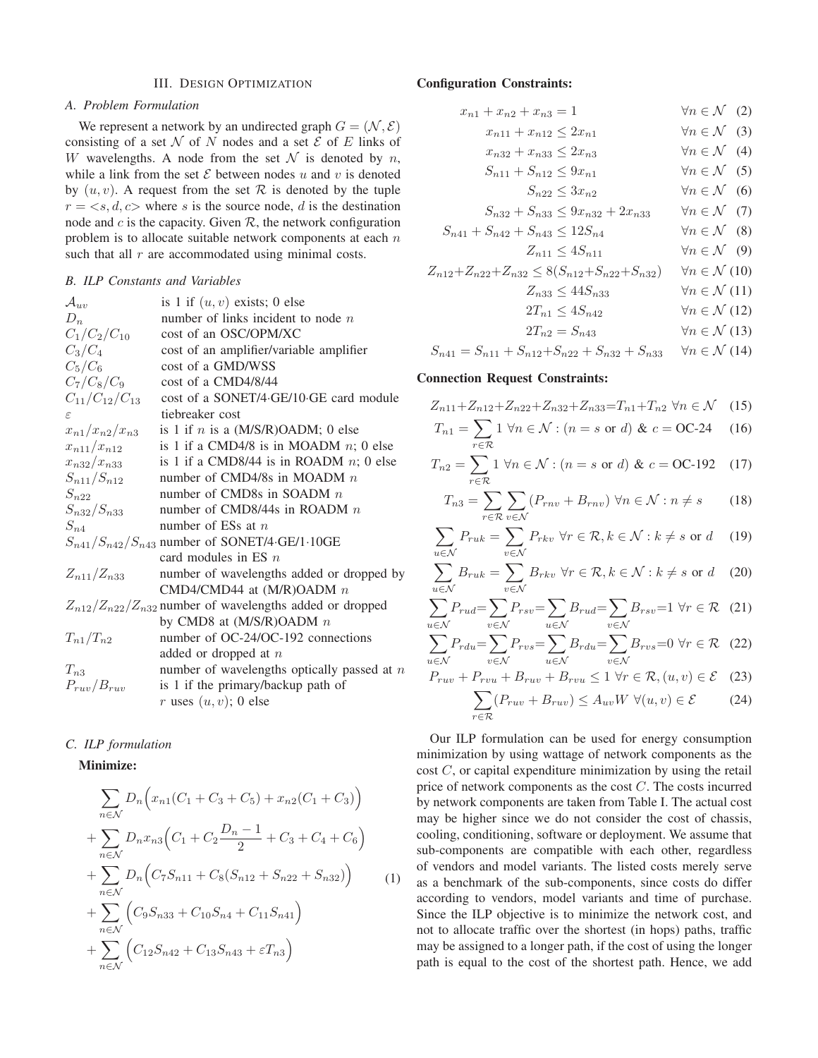## III. Design Optimization

### A. Problem Formulation

We represent a network by an undirected graph $G = (\mathcal{N}, \mathcal{E})$ consisting of a set $\mathcal{N}$ of $N$ nodes and a set $\mathcal{E}$ of $E$ links of $W$ wavelengths. A node from the set $\mathcal{N}$ is denoted by $n$, while a link from the set $\mathcal{E}$ between nodes $u$ and $v$ is denoted by $(u, v)$. A request from the set $\mathcal{R}$ is denoted by the tuple $r = <s, d, c>$ where $s$ is the source node, $d$ is the destination node and $c$ is the capacity. Given $\mathcal{R}$, the network configuration problem is to allocate suitable network components at each $n$ such that all $r$ are accommodated using minimal costs.

### B. ILP Constants and Variables

| | |
|---|---|
| $\mathcal{A}_{uv}$ | is 1 if $(u, v)$ exists; 0 else |
| $D_n$ | number of links incident to node $n$ |
| $C_1/C_2/C_{10}$ | cost of an OSC/OPM/XC |
| $C_3/C_4$ | cost of an amplifier/variable amplifier |
| $C_5/C_6$ | cost of a GMD/WSS |
| $C_7/C_8/C_9$ | cost of a CMD4/8/44 |
| $C_{11}/C_{12}/C_{13}$ | cost of a SONET/4·GE/10·GE card module |
| $\varepsilon$ | tiebreaker cost |
| $x_{n1}/x_{n2}/x_{n3}$ | is 1 if $n$ is a (M/S/R)OADM; 0 else |
| $x_{n11}/x_{n12}$ | is 1 if a CMD4/8 is in MOADM $n$; 0 else |
| $x_{n32}/x_{n33}$ | is 1 if a CMD8/44 is in ROADM $n$; 0 else |
| $S_{n11}/S_{n12}$ | number of CMD4/8s in MOADM $n$ |
| $S_{n22}$ | number of CMD8s in SOADM $n$ |
| $S_{n32}/S_{n33}$ | number of CMD8/44s in ROADM $n$ |
| $S_{n4}$ | number of ESs at $n$ |
| $S_{n41}/S_{n42}/S_{n43}$ | number of SONET/4·GE/1·10GE card modules in ES $n$ |
| $Z_{n11}/Z_{n33}$ | number of wavelengths added or dropped by CMD4/CMD44 at (M/R)OADM $n$ |
| $Z_{n12}/Z_{n22}/Z_{n32}$ | number of wavelengths added or dropped by CMD8 at (M/S/R)OADM $n$ |
| $T_{n1}/T_{n2}$ | number of OC-24/OC-192 connections added or dropped at $n$ |
| $T_{n3}$ | number of wavelengths optically passed at $n$ |
| $P_{ruv}/B_{ruv}$ | is 1 if the primary/backup path of $r$ uses $(u, v)$; 0 else |

### C. ILP formulation

**Minimize:**

$$
\begin{aligned}
&\sum_{n \in \mathcal{N}} D_n \Big( x_{n1}(C_1 + C_3 + C_5) + x_{n2}(C_1 + C_3) \Big) \\
&+ \sum_{n \in \mathcal{N}} D_n x_{n3} \Big( C_1 + C_2 \frac{D_n - 1}{2} + C_3 + C_4 + C_6 \Big) \\
&+ \sum_{n \in \mathcal{N}} D_n \Big( C_7 S_{n11} + C_8 (S_{n12} + S_{n22} + S_{n32}) \Big) \\
&+ \sum_{n \in \mathcal{N}} \Big( C_9 S_{n33} + C_{10} S_{n4} + C_{11} S_{n41} \Big) \\
&+ \sum_{n \in \mathcal{N}} \Big( C_{12} S_{n42} + C_{13} S_{n43} + \varepsilon T_{n3} \Big)
\end{aligned} \tag{1}
$$

**Configuration Constraints:**

$$x_{n1} + x_{n2} + x_{n3} = 1 \quad \forall n \in \mathcal{N} \tag{2}$$

$$x_{n11} + x_{n12} \leq 2x_{n1} \quad \forall n \in \mathcal{N} \tag{3}$$

$$x_{n32} + x_{n33} \leq 2x_{n3} \quad \forall n \in \mathcal{N} \tag{4}$$

$$S_{n11} + S_{n12} \leq 9x_{n1} \quad \forall n \in \mathcal{N} \tag{5}$$

$$S_{n22} \leq 3x_{n2} \quad \forall n \in \mathcal{N} \tag{6}$$

$$S_{n32} + S_{n33} \leq 9x_{n32} + 2x_{n33} \quad \forall n \in \mathcal{N} \tag{7}$$

$$S_{n41} + S_{n42} + S_{n43} \leq 12 S_{n4} \quad \forall n \in \mathcal{N} \tag{8}$$

$$Z_{n11} \leq 4 S_{n11} \quad \forall n \in \mathcal{N} \tag{9}$$

$$Z_{n12} + Z_{n22} + Z_{n32} \leq 8(S_{n12} + S_{n22} + S_{n32}) \quad \forall n \in \mathcal{N} \tag{10}$$

$$Z_{n33} \leq 44 S_{n33} \quad \forall n \in \mathcal{N} \tag{11}$$

$$2T_{n1} \leq 4 S_{n42} \quad \forall n \in \mathcal{N} \tag{12}$$

$$2T_{n2} = S_{n43} \quad \forall n \in \mathcal{N} \tag{13}$$

$$S_{n41} = S_{n11} + S_{n12} + S_{n22} + S_{n32} + S_{n33} \quad \forall n \in \mathcal{N} \tag{14}$$

**Connection Request Constraints:**

$$Z_{n11} + Z_{n12} + Z_{n22} + Z_{n32} + Z_{n33} = T_{n1} + T_{n2} \ \forall n \in \mathcal{N} \tag{15}$$

$$T_{n1} = \sum_{r \in \mathcal{R}} 1 \ \forall n \in \mathcal{N} : (n = s \text{ or } d) \ \& \ c = \text{OC-24} \tag{16}$$

$$T_{n2} = \sum_{r \in \mathcal{R}} 1 \ \forall n \in \mathcal{N} : (n = s \text{ or } d) \ \& \ c = \text{OC-192} \tag{17}$$

$$T_{n3} = \sum_{r \in \mathcal{R}} \sum_{v \in \mathcal{N}} (P_{rnv} + B_{rnv}) \ \forall n \in \mathcal{N} : n \neq s \tag{18}$$

$$\sum_{u \in \mathcal{N}} P_{ruk} = \sum_{v \in \mathcal{N}} P_{rkv} \ \forall r \in \mathcal{R}, k \in \mathcal{N} : k \neq s \text{ or } d \tag{19}$$

$$\sum_{u \in \mathcal{N}} B_{ruk} = \sum_{v \in \mathcal{N}} B_{rkv} \ \forall r \in \mathcal{R}, k \in \mathcal{N} : k \neq s \text{ or } d \tag{20}$$

$$\sum_{u \in \mathcal{N}} P_{rud} = \sum_{v \in \mathcal{N}} P_{rsv} = \sum_{u \in \mathcal{N}} B_{rud} = \sum_{v \in \mathcal{N}} B_{rsv} = 1 \ \forall r \in \mathcal{R} \tag{21}$$

$$\sum_{u \in \mathcal{N}} P_{rdu} = \sum_{v \in \mathcal{N}} P_{rvs} = \sum_{u \in \mathcal{N}} B_{rdu} = \sum_{v \in \mathcal{N}} B_{rvs} = 0 \ \forall r \in \mathcal{R} \tag{22}$$

$$P_{ruv} + P_{rvu} + B_{ruv} + B_{rvu} \leq 1 \ \forall r \in \mathcal{R}, (u, v) \in \mathcal{E} \tag{23}$$

$$\sum_{r \in \mathcal{R}} (P_{ruv} + B_{ruv}) \leq \mathcal{A}_{uv} W \ \forall (u, v) \in \mathcal{E} \tag{24}$$

Our ILP formulation can be used for energy consumption minimization by using wattage of network components as the cost $C$, or capital expenditure minimization by using the retail price of network components as the cost $C$. The costs incurred by network components are taken from Table I. The actual cost may be higher since we do not consider the cost of chassis, cooling, conditioning, software or deployment. We assume that sub-components are compatible with each other, regardless of vendors and model variants. The listed costs merely serve as a benchmark of the sub-components, since costs do differ according to vendors, model variants and time of purchase. Since the ILP objective is to minimize the network cost, and not to allocate traffic over the shortest (in hops) paths, traffic may be assigned to a longer path, if the cost of using the longer path is equal to the cost of the shortest path. Hence, we add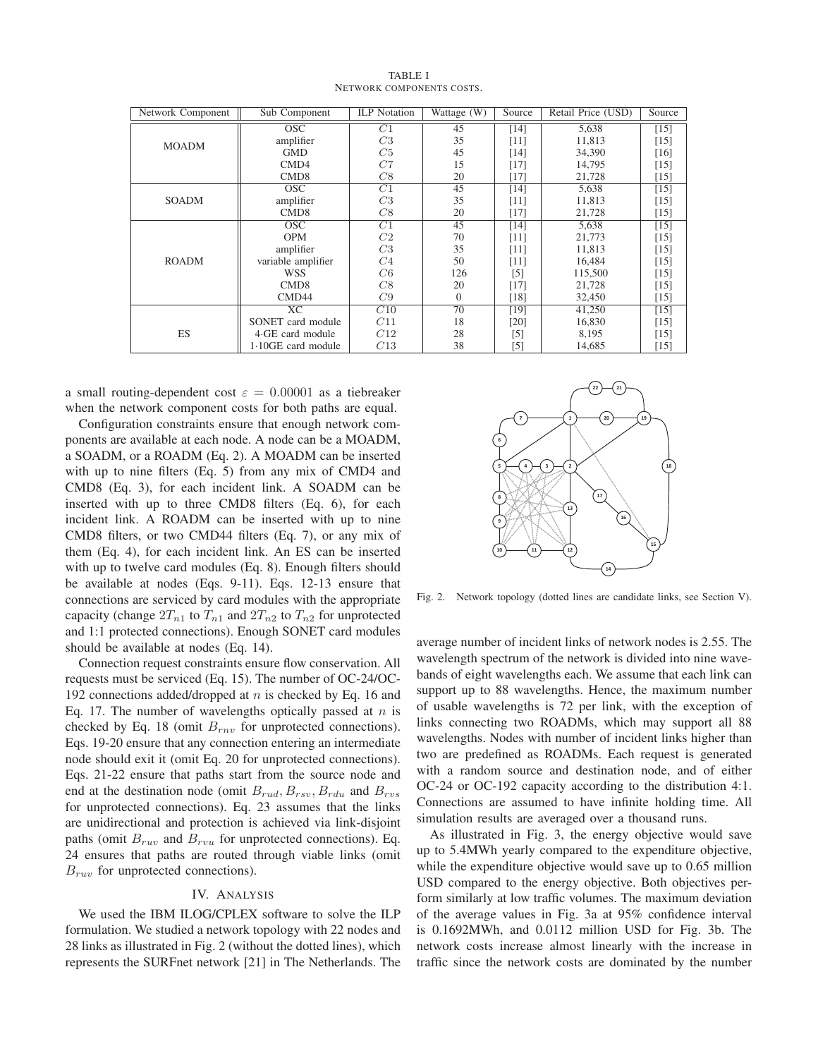TABLE I
NETWORK COMPONENTS COSTS.

| Network Component | Sub Component | ILP Notation | Wattage (W) | Source | Retail Price (USD) | Source |
|---|---|---|---|---|---|---|
| MOADM | OSC | $C1$ | 45 | [14] | 5,638 | [15] |
| | amplifier | $C3$ | 35 | [11] | 11,813 | [15] |
| | GMD | $C5$ | 45 | [14] | 34,390 | [16] |
| | CMD4 | $C7$ | 15 | [17] | 14,795 | [15] |
| | CMD8 | $C8$ | 20 | [17] | 21,728 | [15] |
| SOADM | OSC | $C1$ | 45 | [14] | 5,638 | [15] |
| | amplifier | $C3$ | 35 | [11] | 11,813 | [15] |
| | CMD8 | $C8$ | 20 | [17] | 21,728 | [15] |
| ROADM | OSC | $C1$ | 45 | [14] | 5,638 | [15] |
| | OPM | $C2$ | 70 | [11] | 21,773 | [15] |
| | amplifier | $C3$ | 35 | [11] | 11,813 | [15] |
| | variable amplifier | $C4$ | 50 | [11] | 16,484 | [15] |
| | WSS | $C6$ | 126 | [5] | 115,500 | [15] |
| | CMD8 | $C8$ | 20 | [17] | 21,728 | [15] |
| | CMD44 | $C9$ | 0 | [18] | 32,450 | [15] |
| ES | XC | $C10$ | 70 | [19] | 41,250 | [15] |
| | SONET card module | $C11$ | 18 | [20] | 16,830 | [15] |
| | 4·GE card module | $C12$ | 28 | [5] | 8,195 | [15] |
| | 1·10GE card module | $C13$ | 38 | [5] | 14,685 | [15] |

a small routing-dependent cost $\varepsilon = 0.00001$ as a tiebreaker when the network component costs for both paths are equal.

Configuration constraints ensure that enough network components are available at each node. A node can be a MOADM, a SOADM, or a ROADM (Eq. 2). A MOADM can be inserted with up to nine filters (Eq. 5) from any mix of CMD4 and CMD8 (Eq. 3), for each incident link. A SOADM can be inserted with up to three CMD8 filters (Eq. 6), for each incident link. A ROADM can be inserted with up to nine CMD8 filters, or two CMD44 filters (Eq. 7), or any mix of them (Eq. 4), for each incident link. An ES can be inserted with up to twelve card modules (Eq. 8). Enough filters should be available at nodes (Eqs. 9-11). Eqs. 12-13 ensure that connections are serviced by card modules with the appropriate capacity (change $2T_{n1}$ to $T_{n1}$ and $2T_{n2}$ to $T_{n2}$ for unprotected and 1:1 protected connections). Enough SONET card modules should be available at nodes (Eq. 14).

Connection request constraints ensure flow conservation. All requests must be serviced (Eq. 15). The number of OC-24/OC-192 connections added/dropped at $n$ is checked by Eq. 16 and Eq. 17. The number of wavelengths optically passed at $n$ is checked by Eq. 18 (omit $B_{rnv}$ for unprotected connections). Eqs. 19-20 ensure that any connection entering an intermediate node should exit it (omit Eq. 20 for unprotected connections). Eqs. 21-22 ensure that paths start from the source node and end at the destination node (omit $B_{rud}, B_{rsv}, B_{rdu}$ and $B_{rvs}$ for unprotected connections). Eq. 23 assumes that the links are unidirectional and protection is achieved via link-disjoint paths (omit $B_{ruv}$ and $B_{rvu}$ for unprotected connections). Eq. 24 ensures that paths are routed through viable links (omit $B_{ruv}$ for unprotected connections).

## IV. ANALYSIS

We used the IBM ILOG/CPLEX software to solve the ILP formulation. We studied a network topology with 22 nodes and 28 links as illustrated in Fig. 2 (without the dotted lines), which represents the SURFnet network [21] in The Netherlands. The average number of incident links of network nodes is 2.55. The wavelength spectrum of the network is divided into nine wavebands of eight wavelengths each. We assume that each link can support up to 88 wavelengths. Hence, the maximum number of usable wavelengths is 72 per link, with the exception of links connecting two ROADMs, which may support all 88 wavelengths. Nodes with number of incident links higher than two are predefined as ROADMs. Each request is generated with a random source and destination node, and of either OC-24 or OC-192 capacity according to the distribution 4:1. Connections are assumed to have infinite holding time. All simulation results are averaged over a thousand runs.

Fig. 2. Network topology (dotted lines are candidate links, see Section V).

As illustrated in Fig. 3, the energy objective would save up to 5.4MWh yearly compared to the expenditure objective, while the expenditure objective would save up to 0.65 million USD compared to the energy objective. Both objectives perform similarly at low traffic volumes. The maximum deviation of the average values in Fig. 3a at 95% confidence interval is 0.1692MWh, and 0.0112 million USD for Fig. 3b. The network costs increase almost linearly with the increase in traffic since the network costs are dominated by the number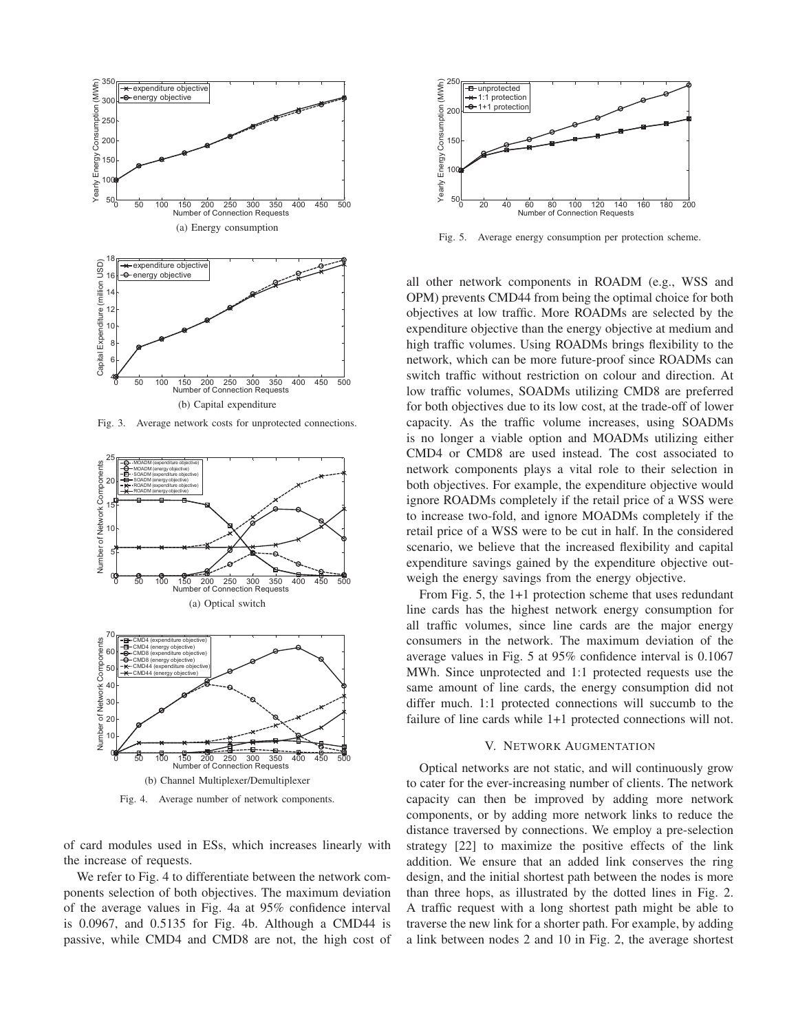(a) Energy consumption

(b) Capital expenditure

Fig. 3. Average network costs for unprotected connections.

(a) Optical switch

(b) Channel Multiplexer/Demultiplexer

Fig. 4. Average number of network components.

of card modules used in ESs, which increases linearly with the increase of requests.

We refer to Fig. 4 to differentiate between the network components selection of both objectives. The maximum deviation of the average values in Fig. 4a at 95% confidence interval is 0.0967, and 0.5135 for Fig. 4b. Although a CMD44 is passive, while CMD4 and CMD8 are not, the high cost of all other network components in ROADM (e.g., WSS and OPM) prevents CMD44 from being the optimal choice for both objectives at low traffic. More ROADMs are selected by the expenditure objective than the energy objective at medium and high traffic volumes. Using ROADMs brings flexibility to the network, which can be more future-proof since ROADMs can switch traffic without restriction on colour and direction. At low traffic volumes, SOADMs utilizing CMD8 are preferred for both objectives due to its low cost, at the trade-off of lower capacity. As the traffic volume increases, using SOADMs is no longer a viable option and MOADMs utilizing either CMD4 or CMD8 are used instead. The cost associated to network components plays a vital role to their selection in both objectives. For example, the expenditure objective would ignore ROADMs completely if the retail price of a WSS were to increase two-fold, and ignore MOADMs completely if the retail price of a WSS were to be cut in half. In the considered scenario, we believe that the increased flexibility and capital expenditure savings gained by the expenditure objective outweigh the energy savings from the energy objective.

Fig. 5. Average energy consumption per protection scheme.

From Fig. 5, the 1+1 protection scheme that uses redundant line cards has the highest network energy consumption for all traffic volumes, since line cards are the major energy consumers in the network. The maximum deviation of the average values in Fig. 5 at 95% confidence interval is 0.1067 MWh. Since unprotected and 1:1 protected requests use the same amount of line cards, the energy consumption did not differ much. 1:1 protected connections will succumb to the failure of line cards while 1+1 protected connections will not.

## V. Network Augmentation

Optical networks are not static, and will continuously grow to cater for the ever-increasing number of clients. The network capacity can then be improved by adding more network components, or by adding more network links to reduce the distance traversed by connections. We employ a pre-selection strategy [22] to maximize the positive effects of the link addition. We ensure that an added link conserves the ring design, and the initial shortest path between the nodes is more than three hops, as illustrated by the dotted lines in Fig. 2. A traffic request with a long shortest path might be able to traverse the new link for a shorter path. For example, by adding a link between nodes 2 and 10 in Fig. 2, the average shortest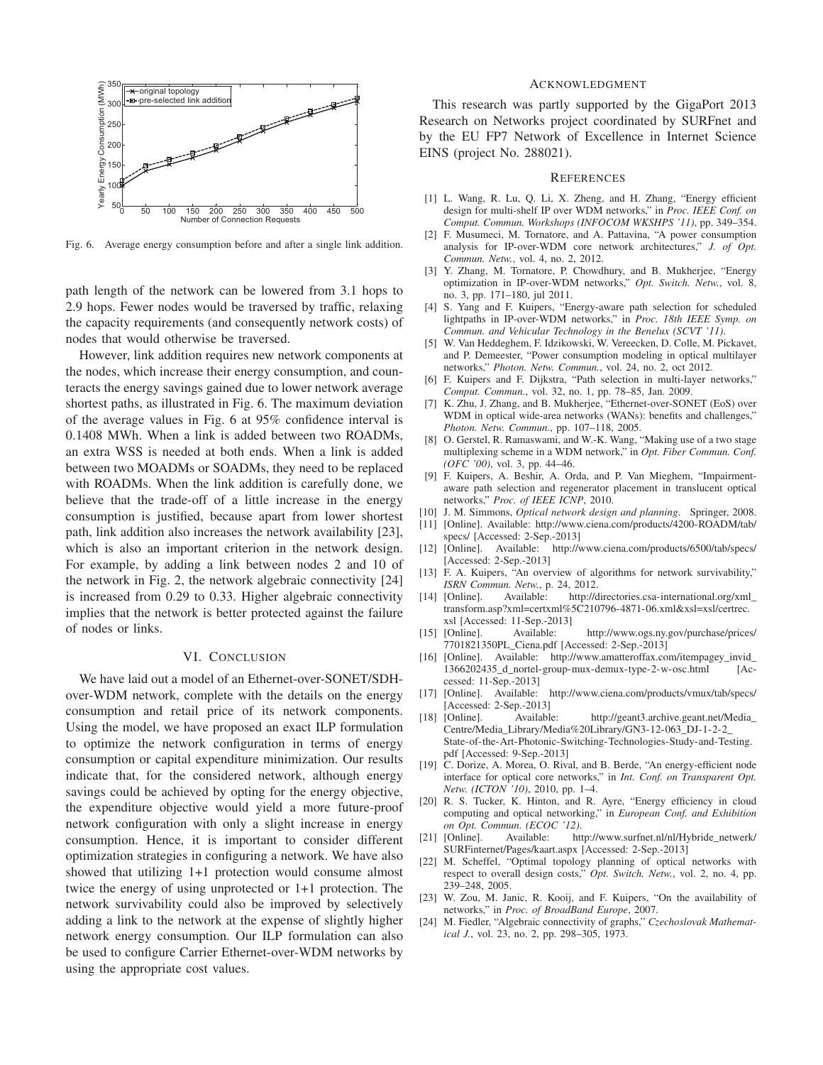350
original topology
pre-selected link addition
300
250
200
150
100
50
Yearly Energy Consumption (MWh)
0 50 100 150 200 250 300 350 400 450 500
Number of Connection Requests

Fig. 6. Average energy consumption before and after a single link addition.

path length of the network can be lowered from 3.1 hops to 2.9 hops. Fewer nodes would be traversed by traffic, relaxing the capacity requirements (and consequently network costs) of nodes that would otherwise be traversed.

However, link addition requires new network components at the nodes, which increase their energy consumption, and counteracts the energy savings gained due to lower network average shortest paths, as illustrated in Fig. 6. The maximum deviation of the average values in Fig. 6 at 95% confidence interval is 0.1408 MWh. When a link is added between two ROADMs, an extra WSS is needed at both ends. When a link is added between two MOADMs or SOADMs, they need to be replaced with ROADMs. When the link addition is carefully done, we believe that the trade-off of a little increase in the energy consumption is justified, because apart from lower shortest path, link addition also increases the network availability [23], which is also an important criterion in the network design. For example, by adding a link between nodes 2 and 10 of the network in Fig. 2, the network algebraic connectivity [24] is increased from 0.29 to 0.33. Higher algebraic connectivity implies that the network is better protected against the failure of nodes or links.

## VI. Conclusion

We have laid out a model of an Ethernet-over-SONET/SDH-over-WDM network, complete with the details on the energy consumption and retail price of its network components. Using the model, we have proposed an exact ILP formulation to optimize the network configuration in terms of energy consumption or capital expenditure minimization. Our results indicate that, for the considered network, although energy savings could be achieved by opting for the energy objective, the expenditure objective would yield a more future-proof network configuration with only a slight increase in energy consumption. Hence, it is important to consider different optimization strategies in configuring a network. We have also showed that utilizing 1+1 protection would consume almost twice the energy of using unprotected or 1+1 protection. The network survivability could also be improved by selectively adding a link to the network at the expense of slightly higher network energy consumption. Our ILP formulation can also be used to configure Carrier Ethernet-over-WDM networks by using the appropriate cost values.

## Acknowledgment

This research was partly supported by the GigaPort 2013 Research on Networks project coordinated by SURFnet and by the EU FP7 Network of Excellence in Internet Science EINS (project No. 288021).

## References

[1] L. Wang, R. Lu, Q. Li, X. Zheng, and H. Zhang, "Energy efficient design for multi-shelf IP over WDM networks," in *Proc. IEEE Conf. on Comput. Commun. Workshops (INFOCOM WKSHPS '11)*, pp. 349–354.

[2] F. Musumeci, M. Tornatore, and A. Pattavina, "A power consumption analysis for IP-over-WDM core network architectures," *J. of Opt. Commun. Netw.*, vol. 4, no. 2, 2012.

[3] Y. Zhang, M. Tornatore, P. Chowdhury, and B. Mukherjee, "Energy optimization in IP-over-WDM networks," *Opt. Switch. Netw.*, vol. 8, no. 3, pp. 171–180, jul 2011.

[4] S. Yang and F. Kuipers, "Energy-aware path selection for scheduled lightpaths in IP-over-WDM networks," in *Proc. 18th IEEE Symp. on Commun. and Vehicular Technology in the Benelux (SCVT '11)*.

[5] W. Van Heddeghem, F. Idzikowski, W. Vereecken, D. Colle, M. Pickavet, and P. Demeester, "Power consumption modeling in optical multilayer networks," *Photon. Netw. Commun.*, vol. 24, no. 2, oct 2012.

[6] F. Kuipers and F. Dijkstra, "Path selection in multi-layer networks," *Comput. Commun.*, vol. 32, no. 1, pp. 78–85, Jan. 2009.

[7] K. Zhu, J. Zhang, and B. Mukherjee, "Ethernet-over-SONET (EoS) over WDM in optical wide-area networks (WANs): benefits and challenges," *Photon. Netw. Commun.*, pp. 107–118, 2005.

[8] O. Gerstel, R. Ramaswami, and W.-K. Wang, "Making use of a two stage multiplexing scheme in a WDM network," in *Opt. Fiber Commun. Conf. (OFC '00)*, vol. 3, pp. 44–46.

[9] F. Kuipers, A. Beshir, A. Orda, and P. Van Mieghem, "Impairment-aware path selection and regenerator placement in translucent optical networks," *Proc. of IEEE ICNP*, 2010.

[10] J. M. Simmons, *Optical network design and planning*. Springer, 2008.

[11] [Online]. Available: http://www.ciena.com/products/4200-ROADM/tab/specs/ [Accessed: 2-Sep.-2013]

[12] [Online]. Available: http://www.ciena.com/products/6500/tab/specs/ [Accessed: 2-Sep.-2013]

[13] F. A. Kuipers, "An overview of algorithms for network survivability," *ISRN Commun. Netw.*, p. 24, 2012.

[14] [Online]. Available: http://directories.csa-international.org/xml_transform.asp?xml=certxml%5C210796-4871-06.xml&xsl=xsl/certrec.xsl [Accessed: 11-Sep.-2013]

[15] [Online]. Available: http://www.ogs.ny.gov/purchase/prices/7701821350PL_Ciena.pdf [Accessed: 2-Sep.-2013]

[16] [Online]. Available: http://www.amatteroffax.com/itempagey_invid_1366202435_d_nortel-group-mux-demux-type-2-w-osc.html [Accessed: 11-Sep.-2013]

[17] [Online]. Available: http://www.ciena.com/products/vmux/tab/specs/ [Accessed: 2-Sep.-2013]

[18] [Online]. Available: http://geant3.archive.geant.net/Media_Centre/Media_Library/Media%20Library/GN3-12-063_DJ-1-2-2_State-of-the-Art-Photonic-Switching-Technologies-Study-and-Testing.pdf [Accessed: 9-Sep.-2013]

[19] C. Dorize, A. Morea, O. Rival, and B. Berde, "An energy-efficient node interface for optical core networks," in *Int. Conf. on Transparent Opt. Netw. (ICTON '10)*, 2010, pp. 1–4.

[20] R. S. Tucker, K. Hinton, and R. Ayre, "Energy efficiency in cloud computing and optical networking," in *European Conf. and Exhibition on Opt. Commun. (ECOC '12)*.

[21] [Online]. Available: http://www.surfnet.nl/nl/Hybride_netwerk/SURFinternet/Pages/kaart.aspx [Accessed: 2-Sep.-2013]

[22] M. Scheffel, "Optimal topology planning of optical networks with respect to overall design costs," *Opt. Switch. Netw.*, vol. 2, no. 4, pp. 239–248, 2005.

[23] W. Zou, M. Janic, R. Kooij, and F. Kuipers, "On the availability of networks," in *Proc. of BroadBand Europe*, 2007.

[24] M. Fiedler, "Algebraic connectivity of graphs," *Czechoslovak Mathematical J.*, vol. 23, no. 2, pp. 298–305, 1973.